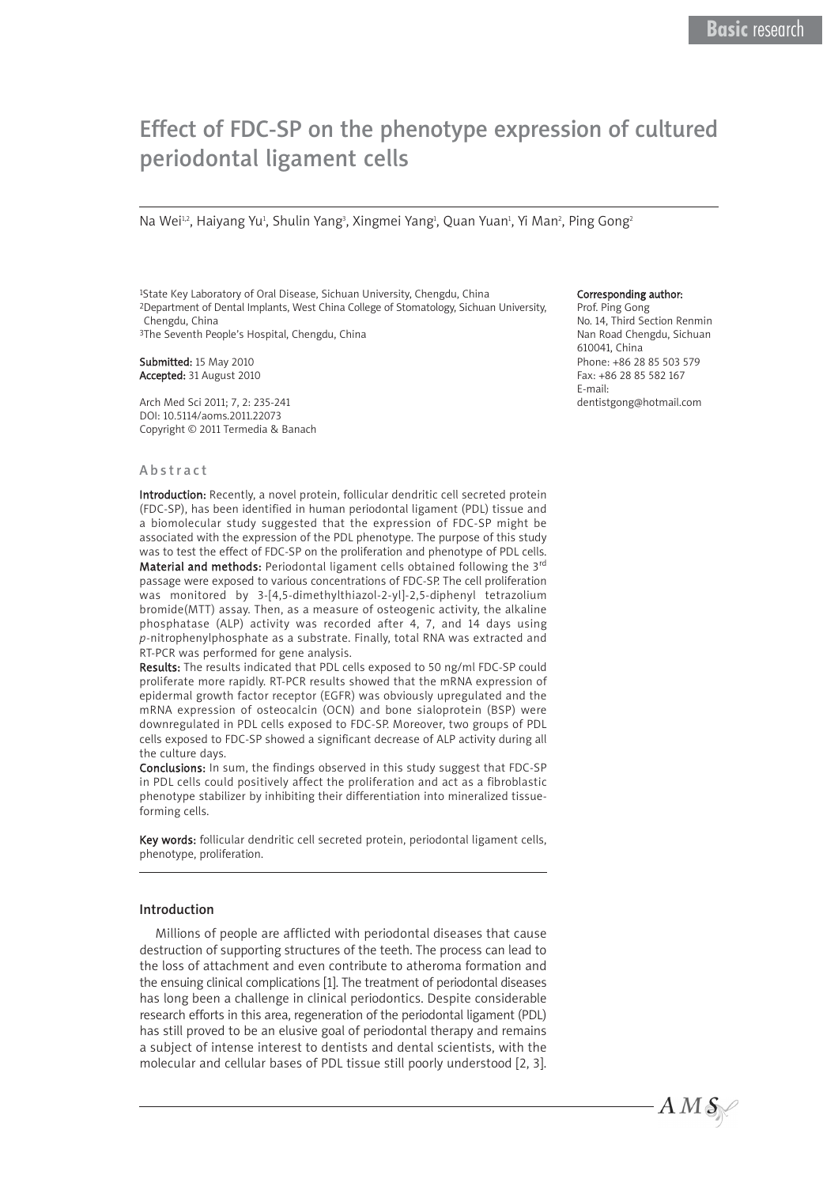# Effect of FDC-SP on the phenotype expression of cultured periodontal ligament cells

Na Wei[1,2], Haiyang Yu[1], Shulin Yang[3], Xingmei Yang[1], Quan Yuan[1], Yi Man[2], Ping Gong[2]

[1]State Key Laboratory of Oral Disease, Sichuan University, Chengdu, China
[2]Department of Dental Implants, West China College of Stomatology, Sichuan University, Chengdu, China
[3]The Seventh People's Hospital, Chengdu, China

**Submitted:** 15 May 2010
**Accepted:** 31 August 2010

Arch Med Sci 2011; 7, 2: 235-241
DOI: 10.5114/aoms.2011.22073
Copyright © 2011 Termedia & Banach

**Corresponding author:**
Prof. Ping Gong
No. 14, Third Section Renmin Nan Road Chengdu, Sichuan 610041, China
Phone: +86 28 85 503 579
Fax: +86 28 85 582 167
E-mail: dentistgong@hotmail.com

## Abstract

**Introduction:** Recently, a novel protein, follicular dendritic cell secreted protein (FDC-SP), has been identified in human periodontal ligament (PDL) tissue and a biomolecular study suggested that the expression of FDC-SP might be associated with the expression of the PDL phenotype. The purpose of this study was to test the effect of FDC-SP on the proliferation and phenotype of PDL cells.

**Material and methods:** Periodontal ligament cells obtained following the 3rd passage were exposed to various concentrations of FDC-SP. The cell proliferation was monitored by 3-[4,5-dimethylthiazol-2-yl]-2,5-diphenyl tetrazolium bromide(MTT) assay. Then, as a measure of osteogenic activity, the alkaline phosphatase (ALP) activity was recorded after 4, 7, and 14 days using *p*-nitrophenylphosphate as a substrate. Finally, total RNA was extracted and RT-PCR was performed for gene analysis.

**Results:** The results indicated that PDL cells exposed to 50 ng/ml FDC-SP could proliferate more rapidly. RT-PCR results showed that the mRNA expression of epidermal growth factor receptor (EGFR) was obviously upregulated and the mRNA expression of osteocalcin (OCN) and bone sialoprotein (BSP) were downregulated in PDL cells exposed to FDC-SP. Moreover, two groups of PDL cells exposed to FDC-SP showed a significant decrease of ALP activity during all the culture days.

**Conclusions:** In sum, the findings observed in this study suggest that FDC-SP in PDL cells could positively affect the proliferation and act as a fibroblastic phenotype stabilizer by inhibiting their differentiation into mineralized tissue-forming cells.

**Key words:** follicular dendritic cell secreted protein, periodontal ligament cells, phenotype, proliferation.

## Introduction

Millions of people are afflicted with periodontal diseases that cause destruction of supporting structures of the teeth. The process can lead to the loss of attachment and even contribute to atheroma formation and the ensuing clinical complications [1]. The treatment of periodontal diseases has long been a challenge in clinical periodontics. Despite considerable research efforts in this area, regeneration of the periodontal ligament (PDL) has still proved to be an elusive goal of periodontal therapy and remains a subject of intense interest to dentists and dental scientists, with the molecular and cellular bases of PDL tissue still poorly understood [2, 3].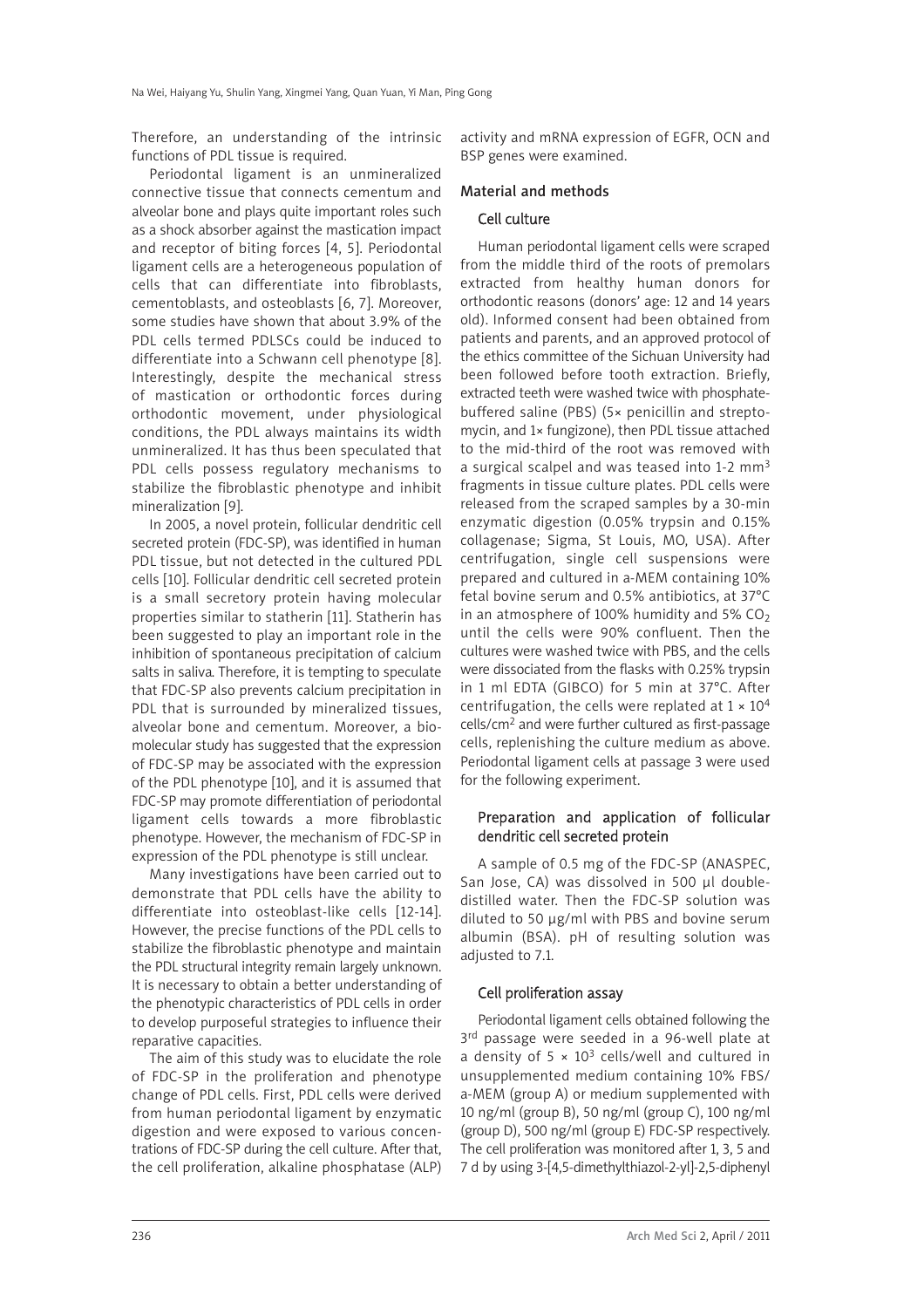Therefore, an understanding of the intrinsic functions of PDL tissue is required.

Periodontal ligament is an unmineralized connective tissue that connects cementum and alveolar bone and plays quite important roles such as a shock absorber against the mastication impact and receptor of biting forces [4, 5]. Periodontal ligament cells are a heterogeneous population of cells that can differentiate into fibroblasts, cementoblasts, and osteoblasts [6, 7]. Moreover, some studies have shown that about 3.9% of the PDL cells termed PDLSCs could be induced to differentiate into a Schwann cell phenotype [8]. Interestingly, despite the mechanical stress of mastication or orthodontic forces during orthodontic movement, under physiological conditions, the PDL always maintains its width unmineralized. It has thus been speculated that PDL cells possess regulatory mechanisms to stabilize the fibroblastic phenotype and inhibit mineralization [9].

In 2005, a novel protein, follicular dendritic cell secreted protein (FDC-SP), was identified in human PDL tissue, but not detected in the cultured PDL cells [10]. Follicular dendritic cell secreted protein is a small secretory protein having molecular properties similar to statherin [11]. Statherin has been suggested to play an important role in the inhibition of spontaneous precipitation of calcium salts in saliva. Therefore, it is tempting to speculate that FDC-SP also prevents calcium precipitation in PDL that is surrounded by mineralized tissues, alveolar bone and cementum. Moreover, a biomolecular study has suggested that the expression of FDC-SP may be associated with the expression of the PDL phenotype [10], and it is assumed that FDC-SP may promote differentiation of periodontal ligament cells towards a more fibroblastic phenotype. However, the mechanism of FDC-SP in expression of the PDL phenotype is still unclear.

Many investigations have been carried out to demonstrate that PDL cells have the ability to differentiate into osteoblast-like cells [12-14]. However, the precise functions of the PDL cells to stabilize the fibroblastic phenotype and maintain the PDL structural integrity remain largely unknown. It is necessary to obtain a better understanding of the phenotypic characteristics of PDL cells in order to develop purposeful strategies to influence their reparative capacities.

The aim of this study was to elucidate the role of FDC-SP in the proliferation and phenotype change of PDL cells. First, PDL cells were derived from human periodontal ligament by enzymatic digestion and were exposed to various concentrations of FDC-SP during the cell culture. After that, the cell proliferation, alkaline phosphatase (ALP) activity and mRNA expression of EGFR, OCN and BSP genes were examined.

## Material and methods

### Cell culture

Human periodontal ligament cells were scraped from the middle third of the roots of premolars extracted from healthy human donors for orthodontic reasons (donors' age: 12 and 14 years old). Informed consent had been obtained from patients and parents, and an approved protocol of the ethics committee of the Sichuan University had been followed before tooth extraction. Briefly, extracted teeth were washed twice with phosphate-buffered saline (PBS) (5× penicillin and streptomycin, and 1× fungizone), then PDL tissue attached to the mid-third of the root was removed with a surgical scalpel and was teased into 1-2 $mm^3$ fragments in tissue culture plates. PDL cells were released from the scraped samples by a 30-min enzymatic digestion (0.05% trypsin and 0.15% collagenase; Sigma, St Louis, MO, USA). After centrifugation, single cell suspensions were prepared and cultured in a-MEM containing 10% fetal bovine serum and 0.5% antibiotics, at 37°C in an atmosphere of 100% humidity and 5% $CO_2$ until the cells were 90% confluent. Then the cultures were washed twice with PBS, and the cells were dissociated from the flasks with 0.25% trypsin in 1 ml EDTA (GIBCO) for 5 min at 37°C. After centrifugation, the cells were replated at $1 \times 10^4$ cells/$cm^2$ and were further cultured as first-passage cells, replenishing the culture medium as above. Periodontal ligament cells at passage 3 were used for the following experiment.

### Preparation and application of follicular dendritic cell secreted protein

A sample of 0.5 mg of the FDC-SP (ANASPEC, San Jose, CA) was dissolved in 500 µl double-distilled water. Then the FDC-SP solution was diluted to 50 µg/ml with PBS and bovine serum albumin (BSA). pH of resulting solution was adjusted to 7.1.

### Cell proliferation assay

Periodontal ligament cells obtained following the 3rd passage were seeded in a 96-well plate at a density of $5 \times 10^3$ cells/well and cultured in unsupplemented medium containing 10% FBS/a-MEM (group A) or medium supplemented with 10 ng/ml (group B), 50 ng/ml (group C), 100 ng/ml (group D), 500 ng/ml (group E) FDC-SP respectively. The cell proliferation was monitored after 1, 3, 5 and 7 d by using 3-[4,5-dimethylthiazol-2-yl]-2,5-diphenyl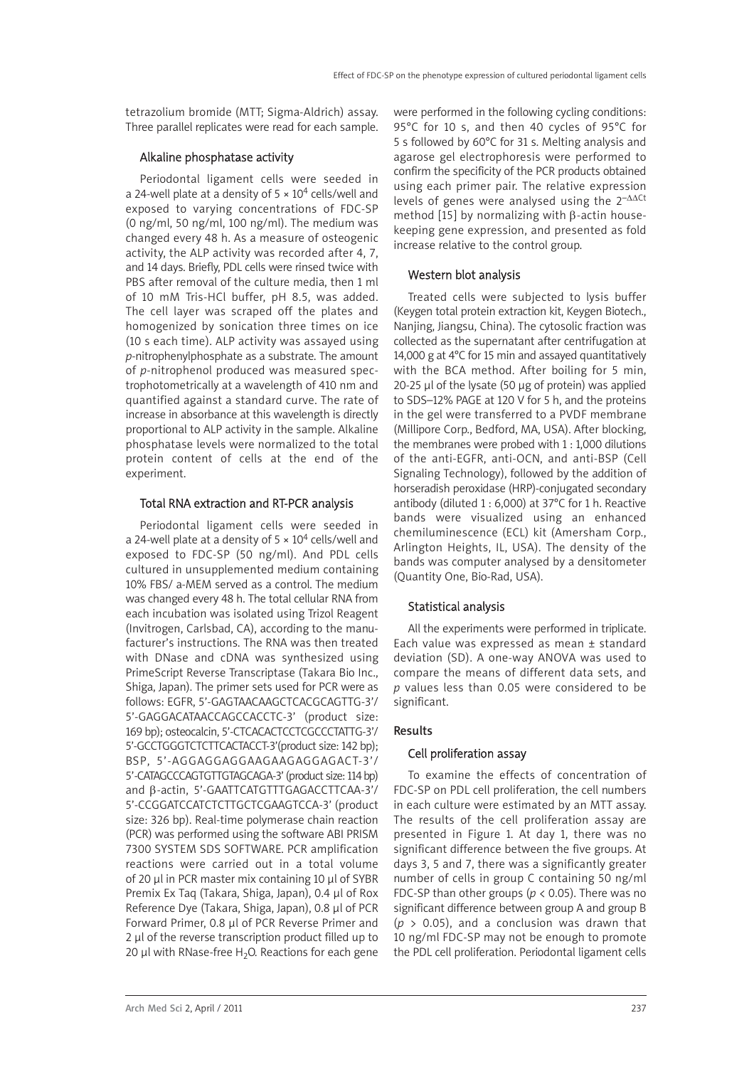tetrazolium bromide (MTT; Sigma-Aldrich) assay. Three parallel replicates were read for each sample.

### Alkaline phosphatase activity

Periodontal ligament cells were seeded in a 24-well plate at a density of $5 \times 10^4$ cells/well and exposed to varying concentrations of FDC-SP (0 ng/ml, 50 ng/ml, 100 ng/ml). The medium was changed every 48 h. As a measure of osteogenic activity, the ALP activity was recorded after 4, 7, and 14 days. Briefly, PDL cells were rinsed twice with PBS after removal of the culture media, then 1 ml of 10 mM Tris-HCl buffer, pH 8.5, was added. The cell layer was scraped off the plates and homogenized by sonication three times on ice (10 s each time). ALP activity was assayed using *p*-nitrophenylphosphate as a substrate. The amount of *p*-nitrophenol produced was measured spectrophotometrically at a wavelength of 410 nm and quantified against a standard curve. The rate of increase in absorbance at this wavelength is directly proportional to ALP activity in the sample. Alkaline phosphatase levels were normalized to the total protein content of cells at the end of the experiment.

### Total RNA extraction and RT-PCR analysis

Periodontal ligament cells were seeded in a 24-well plate at a density of $5 \times 10^4$ cells/well and exposed to FDC-SP (50 ng/ml). And PDL cells cultured in unsupplemented medium containing 10% FBS/ a-MEM served as a control. The medium was changed every 48 h. The total cellular RNA from each incubation was isolated using Trizol Reagent (Invitrogen, Carlsbad, CA), according to the manufacturer's instructions. The RNA was then treated with DNase and cDNA was synthesized using PrimeScript Reverse Transcriptase (Takara Bio Inc., Shiga, Japan). The primer sets used for PCR were as follows: EGFR, 5'-GAGTAACAAGCTCACGCAGTTG-3'/ 5'-GAGGACATAACCAGCCACCTC-3' (product size: 169 bp); osteocalcin, 5'-CTCACACTCCTCGCCCTATTG-3'/ 5'-GCCTGGGTCTCTTCACTACCT-3'(product size: 142 bp); BSP, 5'-AGGAGGAGGAAGAAGAGGAGACT-3'/ 5'-CATAGCCCAGTGTTGTAGCAGA-3' (product size: 114 bp) and β-actin, 5'-GAATTCATGTTTGAGACCTTCAA-3'/ 5'-CCGGATCCATCTCTTGCTCGAAGTCCA-3' (product size: 326 bp). Real-time polymerase chain reaction (PCR) was performed using the software ABI PRISM 7300 SYSTEM SDS SOFTWARE. PCR amplification reactions were carried out in a total volume of 20 µl in PCR master mix containing 10 µl of SYBR Premix Ex Taq (Takara, Shiga, Japan), 0.4 µl of Rox Reference Dye (Takara, Shiga, Japan), 0.8 µl of PCR Forward Primer, 0.8 µl of PCR Reverse Primer and 2 µl of the reverse transcription product filled up to 20 µl with RNase-free $H_2O$. Reactions for each gene were performed in the following cycling conditions: 95°C for 10 s, and then 40 cycles of 95°C for 5 s followed by 60°C for 31 s. Melting analysis and agarose gel electrophoresis were performed to confirm the specificity of the PCR products obtained using each primer pair. The relative expression levels of genes were analysed using the $2^{-\Delta\Delta Ct}$ method [15] by normalizing with β-actin housekeeping gene expression, and presented as fold increase relative to the control group.

### Western blot analysis

Treated cells were subjected to lysis buffer (Keygen total protein extraction kit, Keygen Biotech., Nanjing, Jiangsu, China). The cytosolic fraction was collected as the supernatant after centrifugation at 14,000 g at 4°C for 15 min and assayed quantitatively with the BCA method. After boiling for 5 min, 20-25 µl of the lysate (50 µg of protein) was applied to SDS–12% PAGE at 120 V for 5 h, and the proteins in the gel were transferred to a PVDF membrane (Millipore Corp., Bedford, MA, USA). After blocking, the membranes were probed with 1 : 1,000 dilutions of the anti-EGFR, anti-OCN, and anti-BSP (Cell Signaling Technology), followed by the addition of horseradish peroxidase (HRP)-conjugated secondary antibody (diluted 1 : 6,000) at 37°C for 1 h. Reactive bands were visualized using an enhanced chemiluminescence (ECL) kit (Amersham Corp., Arlington Heights, IL, USA). The density of the bands was computer analysed by a densitometer (Quantity One, Bio-Rad, USA).

### Statistical analysis

All the experiments were performed in triplicate. Each value was expressed as mean ± standard deviation (SD). A one-way ANOVA was used to compare the means of different data sets, and *p* values less than 0.05 were considered to be significant.

## Results

### Cell proliferation assay

To examine the effects of concentration of FDC-SP on PDL cell proliferation, the cell numbers in each culture were estimated by an MTT assay. The results of the cell proliferation assay are presented in Figure 1. At day 1, there was no significant difference between the five groups. At days 3, 5 and 7, there was a significantly greater number of cells in group C containing 50 ng/ml FDC-SP than other groups ($p < 0.05$). There was no significant difference between group A and group B ($p > 0.05$), and a conclusion was drawn that 10 ng/ml FDC-SP may not be enough to promote the PDL cell proliferation. Periodontal ligament cells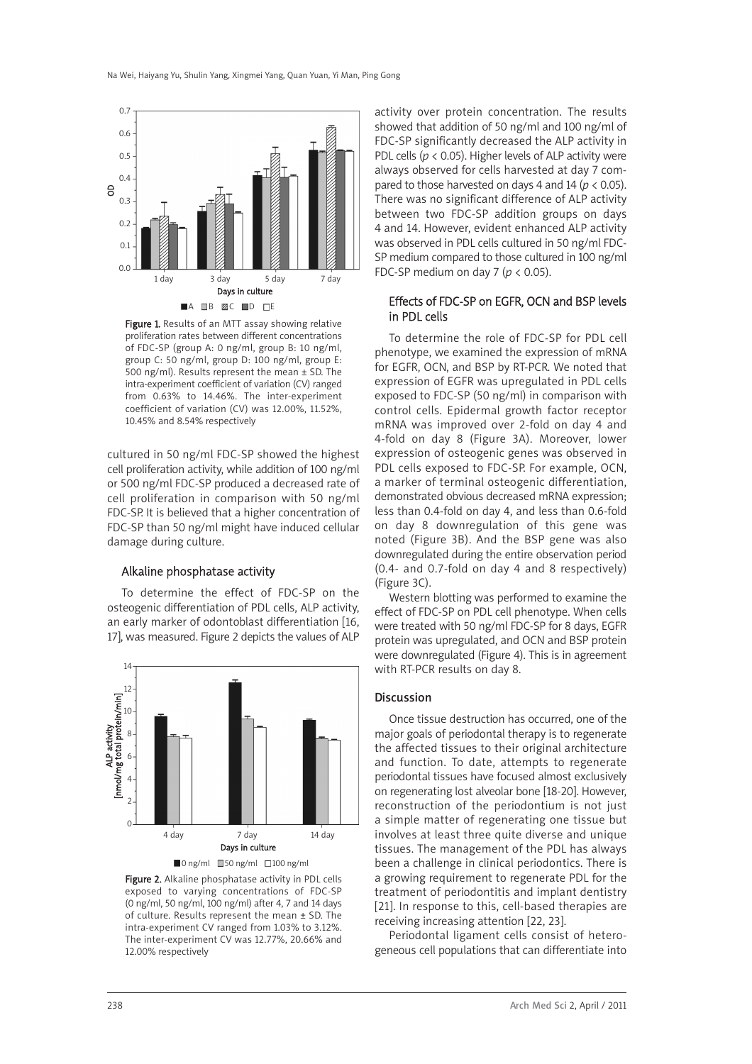Figure 1. Results of an MTT assay showing relative proliferation rates between different concentrations of FDC-SP (group A: 0 ng/ml, group B: 10 ng/ml, group C: 50 ng/ml, group D: 100 ng/ml, group E: 500 ng/ml). Results represent the mean ± SD. The intra-experiment coefficient of variation (CV) ranged from 0.63% to 14.46%. The inter-experiment coefficient of variation (CV) was 12.00%, 11.52%, 10.45% and 8.54% respectively

cultured in 50 ng/ml FDC-SP showed the highest cell proliferation activity, while addition of 100 ng/ml or 500 ng/ml FDC-SP produced a decreased rate of cell proliferation in comparison with 50 ng/ml FDC-SP. It is believed that a higher concentration of FDC-SP than 50 ng/ml might have induced cellular damage during culture.

### Alkaline phosphatase activity

To determine the effect of FDC-SP on the osteogenic differentiation of PDL cells, ALP activity, an early marker of odontoblast differentiation [16, 17], was measured. Figure 2 depicts the values of ALP activity over protein concentration. The results showed that addition of 50 ng/ml and 100 ng/ml of FDC-SP significantly decreased the ALP activity in PDL cells ($p < 0.05$). Higher levels of ALP activity were always observed for cells harvested at day 7 compared to those harvested on days 4 and 14 ($p < 0.05$). There was no significant difference of ALP activity between two FDC-SP addition groups on days 4 and 14. However, evident enhanced ALP activity was observed in PDL cells cultured in 50 ng/ml FDC-SP medium compared to those cultured in 100 ng/ml FDC-SP medium on day 7 ($p < 0.05$).

Figure 2. Alkaline phosphatase activity in PDL cells exposed to varying concentrations of FDC-SP (0 ng/ml, 50 ng/ml, 100 ng/ml) after 4, 7 and 14 days of culture. Results represent the mean ± SD. The intra-experiment CV ranged from 1.03% to 3.12%. The inter-experiment CV was 12.77%, 20.66% and 12.00% respectively

### Effects of FDC-SP on EGFR, OCN and BSP levels in PDL cells

To determine the role of FDC-SP for PDL cell phenotype, we examined the expression of mRNA for EGFR, OCN, and BSP by RT-PCR. We noted that expression of EGFR was upregulated in PDL cells exposed to FDC-SP (50 ng/ml) in comparison with control cells. Epidermal growth factor receptor mRNA was improved over 2-fold on day 4 and 4-fold on day 8 (Figure 3A). Moreover, lower expression of osteogenic genes was observed in PDL cells exposed to FDC-SP. For example, OCN, a marker of terminal osteogenic differentiation, demonstrated obvious decreased mRNA expression; less than 0.4-fold on day 4, and less than 0.6-fold on day 8 downregulation of this gene was noted (Figure 3B). And the BSP gene was also downregulated during the entire observation period (0.4- and 0.7-fold on day 4 and 8 respectively) (Figure 3C).

Western blotting was performed to examine the effect of FDC-SP on PDL cell phenotype. When cells were treated with 50 ng/ml FDC-SP for 8 days, EGFR protein was upregulated, and OCN and BSP protein were downregulated (Figure 4). This is in agreement with RT-PCR results on day 8.

## Discussion

Once tissue destruction has occurred, one of the major goals of periodontal therapy is to regenerate the affected tissues to their original architecture and function. To date, attempts to regenerate periodontal tissues have focused almost exclusively on regenerating lost alveolar bone [18-20]. However, reconstruction of the periodontium is not just a simple matter of regenerating one tissue but involves at least three quite diverse and unique tissues. The management of the PDL has always been a challenge in clinical periodontics. There is a growing requirement to regenerate PDL for the treatment of periodontitis and implant dentistry [21]. In response to this, cell-based therapies are receiving increasing attention [22, 23].

Periodontal ligament cells consist of heterogeneous cell populations that can differentiate into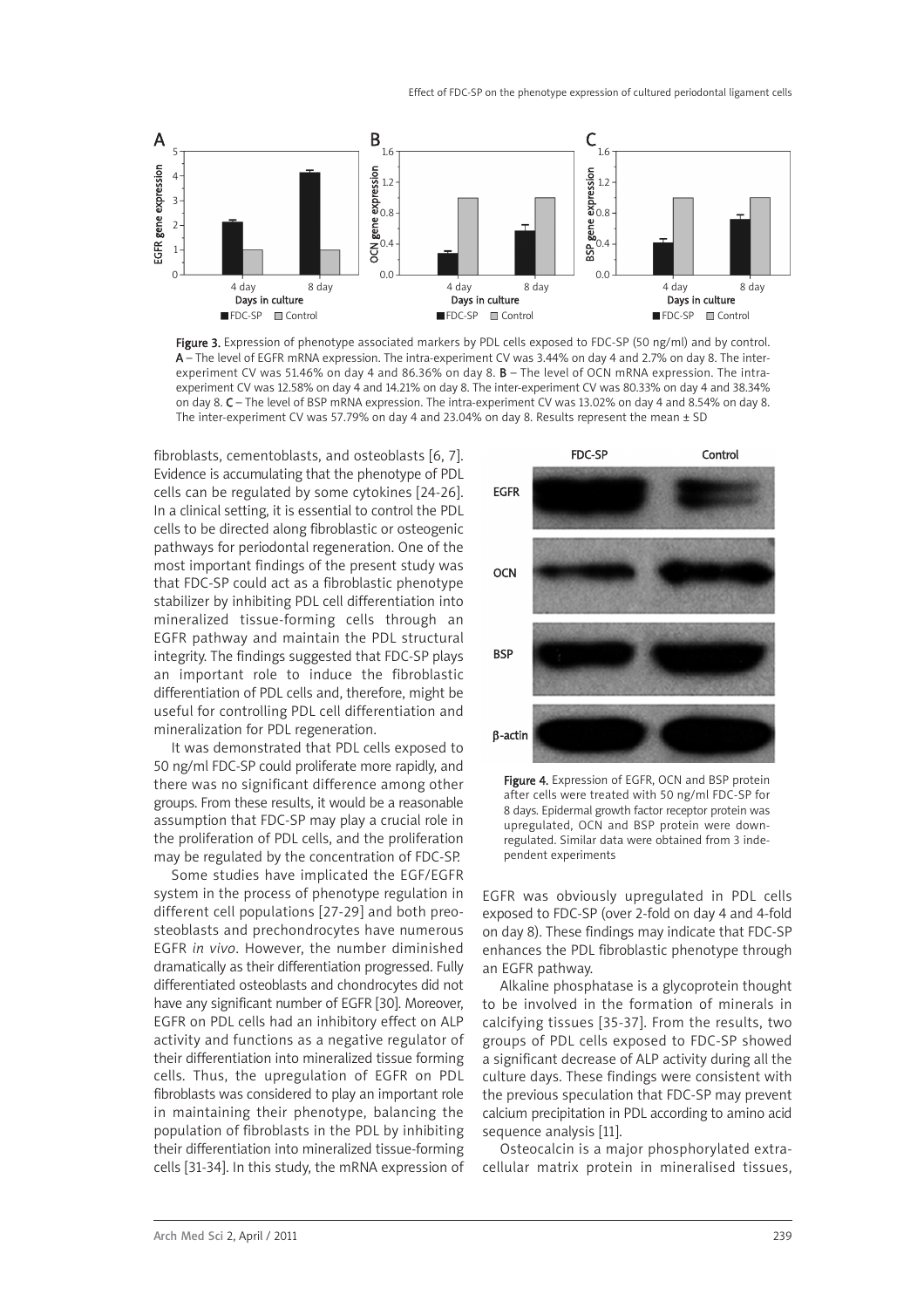Figure 3. Expression of phenotype associated markers by PDL cells exposed to FDC-SP (50 ng/ml) and by control. A – The level of EGFR mRNA expression. The intra-experiment CV was 3.44% on day 4 and 2.7% on day 8. The inter-experiment CV was 51.46% on day 4 and 86.36% on day 8. B – The level of OCN mRNA expression. The intra-experiment CV was 12.58% on day 4 and 14.21% on day 8. The inter-experiment CV was 80.33% on day 4 and 38.34% on day 8. C – The level of BSP mRNA expression. The intra-experiment CV was 13.02% on day 4 and 8.54% on day 8. The inter-experiment CV was 57.79% on day 4 and 23.04% on day 8. Results represent the mean ± SD

fibroblasts, cementoblasts, and osteoblasts [6, 7]. Evidence is accumulating that the phenotype of PDL cells can be regulated by some cytokines [24-26]. In a clinical setting, it is essential to control the PDL cells to be directed along fibroblastic or osteogenic pathways for periodontal regeneration. One of the most important findings of the present study was that FDC-SP could act as a fibroblastic phenotype stabilizer by inhibiting PDL cell differentiation into mineralized tissue-forming cells through an EGFR pathway and maintain the PDL structural integrity. The findings suggested that FDC-SP plays an important role to induce the fibroblastic differentiation of PDL cells and, therefore, might be useful for controlling PDL cell differentiation and mineralization for PDL regeneration.

It was demonstrated that PDL cells exposed to 50 ng/ml FDC-SP could proliferate more rapidly, and there was no significant difference among other groups. From these results, it would be a reasonable assumption that FDC-SP may play a crucial role in the proliferation of PDL cells, and the proliferation may be regulated by the concentration of FDC-SP.

Some studies have implicated the EGF/EGFR system in the process of phenotype regulation in different cell populations [27-29] and both preosteoblasts and prechondrocytes have numerous EGFR *in vivo*. However, the number diminished dramatically as their differentiation progressed. Fully differentiated osteoblasts and chondrocytes did not have any significant number of EGFR [30]. Moreover, EGFR on PDL cells had an inhibitory effect on ALP activity and functions as a negative regulator of their differentiation into mineralized tissue forming cells. Thus, the upregulation of EGFR on PDL fibroblasts was considered to play an important role in maintaining their phenotype, balancing the population of fibroblasts in the PDL by inhibiting their differentiation into mineralized tissue-forming cells [31-34]. In this study, the mRNA expression of EGFR was obviously upregulated in PDL cells exposed to FDC-SP (over 2-fold on day 4 and 4-fold on day 8). These findings may indicate that FDC-SP enhances the PDL fibroblastic phenotype through an EGFR pathway.

Figure 4. Expression of EGFR, OCN and BSP protein after cells were treated with 50 ng/ml FDC-SP for 8 days. Epidermal growth factor receptor protein was upregulated, OCN and BSP protein were down-regulated. Similar data were obtained from 3 independent experiments

Alkaline phosphatase is a glycoprotein thought to be involved in the formation of minerals in calcifying tissues [35-37]. From the results, two groups of PDL cells exposed to FDC-SP showed a significant decrease of ALP activity during all the culture days. These findings were consistent with the previous speculation that FDC-SP may prevent calcium precipitation in PDL according to amino acid sequence analysis [11].

Osteocalcin is a major phosphorylated extracellular matrix protein in mineralised tissues,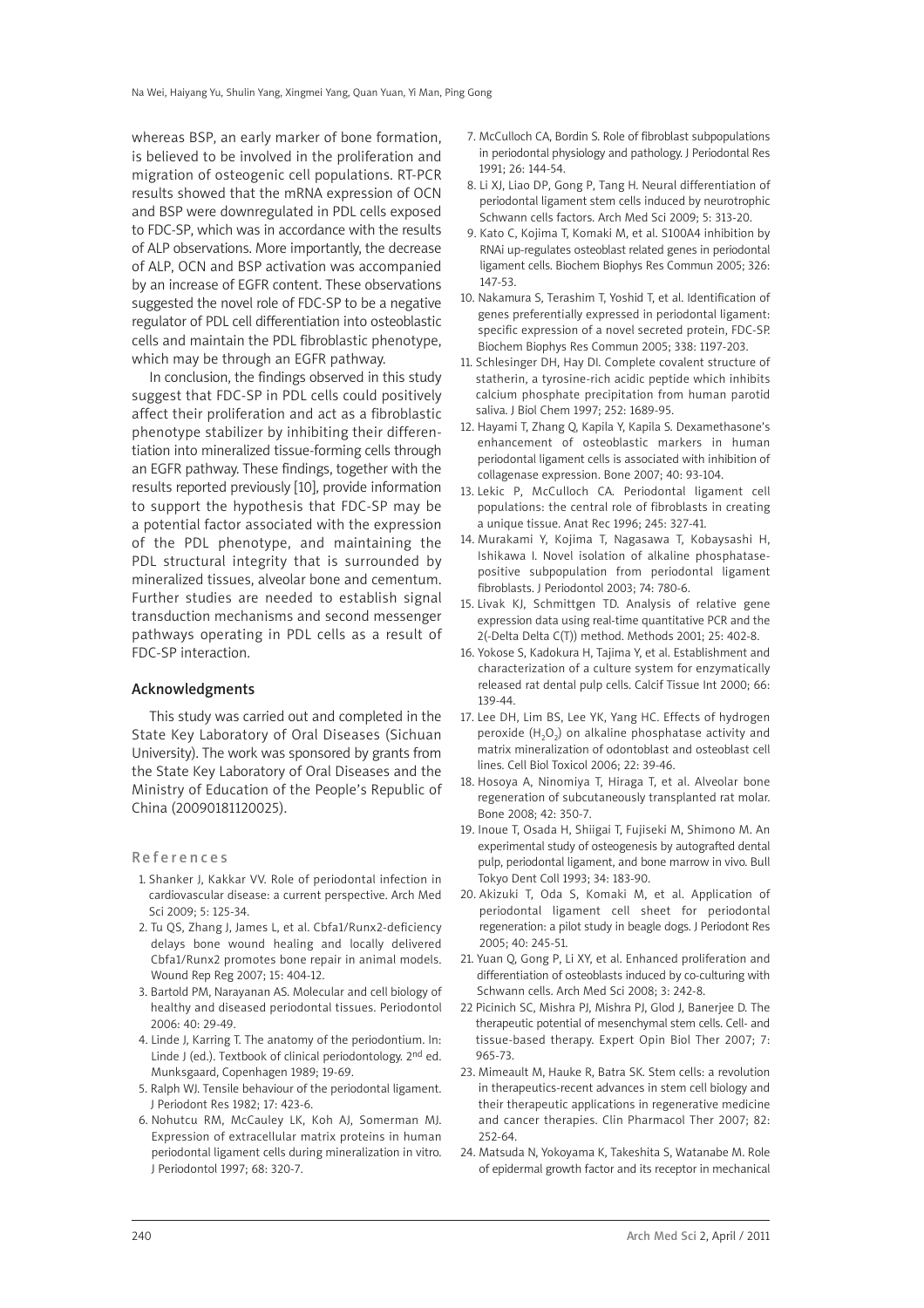whereas BSP, an early marker of bone formation, is believed to be involved in the proliferation and migration of osteogenic cell populations. RT-PCR results showed that the mRNA expression of OCN and BSP were downregulated in PDL cells exposed to FDC-SP, which was in accordance with the results of ALP observations. More importantly, the decrease of ALP, OCN and BSP activation was accompanied by an increase of EGFR content. These observations suggested the novel role of FDC-SP to be a negative regulator of PDL cell differentiation into osteoblastic cells and maintain the PDL fibroblastic phenotype, which may be through an EGFR pathway.

In conclusion, the findings observed in this study suggest that FDC-SP in PDL cells could positively affect their proliferation and act as a fibroblastic phenotype stabilizer by inhibiting their differentiation into mineralized tissue-forming cells through an EGFR pathway. These findings, together with the results reported previously [10], provide information to support the hypothesis that FDC-SP may be a potential factor associated with the expression of the PDL phenotype, and maintaining the PDL structural integrity that is surrounded by mineralized tissues, alveolar bone and cementum. Further studies are needed to establish signal transduction mechanisms and second messenger pathways operating in PDL cells as a result of FDC-SP interaction.

## Acknowledgments

This study was carried out and completed in the State Key Laboratory of Oral Diseases (Sichuan University). The work was sponsored by grants from the State Key Laboratory of Oral Diseases and the Ministry of Education of the People's Republic of China (20090181120025).

## References

1. Shanker J, Kakkar VV. Role of periodontal infection in cardiovascular disease: a current perspective. Arch Med Sci 2009; 5: 125-34.
2. Tu QS, Zhang J, James L, et al. Cbfa1/Runx2-deficiency delays bone wound healing and locally delivered Cbfa1/Runx2 promotes bone repair in animal models. Wound Rep Reg 2007; 15: 404-12.
3. Bartold PM, Narayanan AS. Molecular and cell biology of healthy and diseased periodontal tissues. Periodontol 2006: 40: 29-49.
4. Linde J, Karring T. The anatomy of the periodontium. In: Linde J (ed.). Textbook of clinical periodontology. 2nd ed. Munksgaard, Copenhagen 1989; 19-69.
5. Ralph WJ. Tensile behaviour of the periodontal ligament. J Periodont Res 1982; 17: 423-6.
6. Nohutcu RM, McCauley LK, Koh AJ, Somerman MJ. Expression of extracellular matrix proteins in human periodontal ligament cells during mineralization in vitro. J Periodontol 1997; 68: 320-7.
7. McCulloch CA, Bordin S. Role of fibroblast subpopulations in periodontal physiology and pathology. J Periodontal Res 1991; 26: 144-54.
8. Li XJ, Liao DP, Gong P, Tang H. Neural differentiation of periodontal ligament stem cells induced by neurotrophic Schwann cells factors. Arch Med Sci 2009; 5: 313-20.
9. Kato C, Kojima T, Komaki M, et al. S100A4 inhibition by RNAi up-regulates osteoblast related genes in periodontal ligament cells. Biochem Biophys Res Commun 2005; 326: 147-53.
10. Nakamura S, Terashim T, Yoshid T, et al. Identification of genes preferentially expressed in periodontal ligament: specific expression of a novel secreted protein, FDC-SP. Biochem Biophys Res Commun 2005; 338: 1197-203.
11. Schlesinger DH, Hay DI. Complete covalent structure of statherin, a tyrosine-rich acidic peptide which inhibits calcium phosphate precipitation from human parotid saliva. J Biol Chem 1997; 252: 1689-95.
12. Hayami T, Zhang Q, Kapila Y, Kapila S. Dexamethasone's enhancement of osteoblastic markers in human periodontal ligament cells is associated with inhibition of collagenase expression. Bone 2007; 40: 93-104.
13. Lekic P, McCulloch CA. Periodontal ligament cell populations: the central role of fibroblasts in creating a unique tissue. Anat Rec 1996; 245: 327-41.
14. Murakami Y, Kojima T, Nagasawa T, Kobaysashi H, Ishikawa I. Novel isolation of alkaline phosphatase-positive subpopulation from periodontal ligament fibroblasts. J Periodontol 2003; 74: 780-6.
15. Livak KJ, Schmittgen TD. Analysis of relative gene expression data using real-time quantitative PCR and the 2(-Delta Delta C(T)) method. Methods 2001; 25: 402-8.
16. Yokose S, Kadokura H, Tajima Y, et al. Establishment and characterization of a culture system for enzymatically released rat dental pulp cells. Calcif Tissue Int 2000; 66: 139-44.
17. Lee DH, Lim BS, Lee YK, Yang HC. Effects of hydrogen peroxide ($H_2O_2$) on alkaline phosphatase activity and matrix mineralization of odontoblast and osteoblast cell lines. Cell Biol Toxicol 2006; 22: 39-46.
18. Hosoya A, Ninomiya T, Hiraga T, et al. Alveolar bone regeneration of subcutaneously transplanted rat molar. Bone 2008; 42: 350-7.
19. Inoue T, Osada H, Shiigai T, Fujiseki M, Shimono M. An experimental study of osteogenesis by autografted dental pulp, periodontal ligament, and bone marrow in vivo. Bull Tokyo Dent Coll 1993; 34: 183-90.
20. Akizuki T, Oda S, Komaki M, et al. Application of periodontal ligament cell sheet for periodontal regeneration: a pilot study in beagle dogs. J Periodont Res 2005; 40: 245-51.
21. Yuan Q, Gong P, Li XY, et al. Enhanced proliferation and differentiation of osteoblasts induced by co-culturing with Schwann cells. Arch Med Sci 2008; 3: 242-8.
22. Picinich SC, Mishra PJ, Mishra PJ, Glod J, Banerjee D. The therapeutic potential of mesenchymal stem cells. Cell- and tissue-based therapy. Expert Opin Biol Ther 2007; 7: 965-73.
23. Mimeault M, Hauke R, Batra SK. Stem cells: a revolution in therapeutics-recent advances in stem cell biology and their therapeutic applications in regenerative medicine and cancer therapies. Clin Pharmacol Ther 2007; 82: 252-64.
24. Matsuda N, Yokoyama K, Takeshita S, Watanabe M. Role of epidermal growth factor and its receptor in mechanical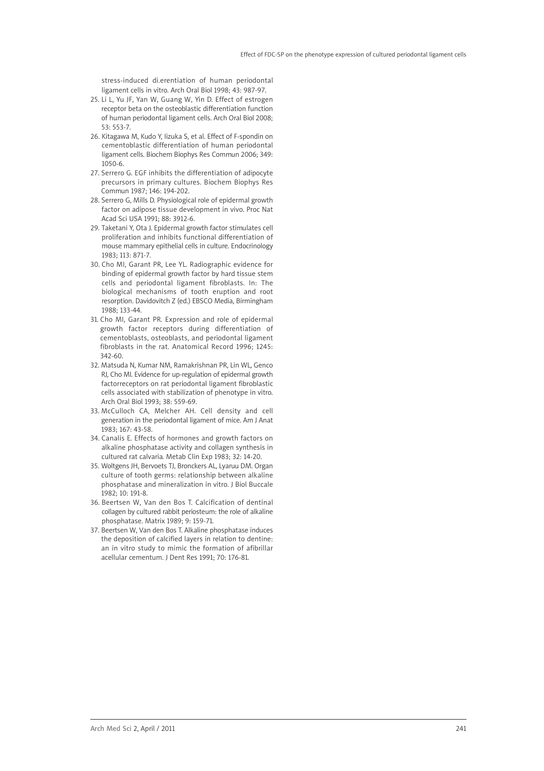stress-induced di.erentiation of human periodontal ligament cells in vitro. Arch Oral Biol 1998; 43: 987-97.

25. Li L, Yu JF, Yan W, Guang W, Yin D. Effect of estrogen receptor beta on the osteoblastic differentiation function of human periodontal ligament cells. Arch Oral Biol 2008; 53: 553-7.
26. Kitagawa M, Kudo Y, Iizuka S, et al. Effect of F-spondin on cementoblastic differentiation of human periodontal ligament cells. Biochem Biophys Res Commun 2006; 349: 1050-6.
27. Serrero G. EGF inhibits the differentiation of adipocyte precursors in primary cultures. Biochem Biophys Res Commun 1987; 146: 194-202.
28. Serrero G, Mills D. Physiological role of epidermal growth factor on adipose tissue development in vivo. Proc Nat Acad Sci USA 1991; 88: 3912-6.
29. Taketani Y, Ota J. Epidermal growth factor stimulates cell proliferation and inhibits functional differentiation of mouse mammary epithelial cells in culture. Endocrinology 1983; 113: 871-7.
30. Cho MI, Garant PR, Lee YL. Radiographic evidence for binding of epidermal growth factor by hard tissue stem cells and periodontal ligament fibroblasts. In: The biological mechanisms of tooth eruption and root resorption. Davidovitch Z (ed.) EBSCO Media, Birmingham 1988; 133-44.
31. Cho MI, Garant PR. Expression and role of epidermal growth factor receptors during differentiation of cementoblasts, osteoblasts, and periodontal ligament fibroblasts in the rat. Anatomical Record 1996; 1245: 342-60.
32. Matsuda N, Kumar NM, Ramakrishnan PR, Lin WL, Genco RJ, Cho MI. Evidence for up-regulation of epidermal growth factorreceptors on rat periodontal ligament fibroblastic cells associated with stabilization of phenotype in vitro. Arch Oral Biol 1993; 38: 559-69.
33. McCulloch CA, Melcher AH. Cell density and cell generation in the periodontal ligament of mice. Am J Anat 1983; 167: 43-58.
34. Canalis E. Effects of hormones and growth factors on alkaline phosphatase activity and collagen synthesis in cultured rat calvaria. Metab Clin Exp 1983; 32: 14-20.
35. Woltgens JH, Bervoets TJ, Bronckers AL, Lyaruu DM. Organ culture of tooth germs: relationship between alkaline phosphatase and mineralization in vitro. J Biol Buccale 1982; 10: 191-8.
36. Beertsen W, Van den Bos T. Calcification of dentinal collagen by cultured rabbit periosteum: the role of alkaline phosphatase. Matrix 1989; 9: 159-71.
37. Beertsen W, Van den Bos T. Alkaline phosphatase induces the deposition of calcified layers in relation to dentine: an in vitro study to mimic the formation of afibrillar acellular cementum. J Dent Res 1991; 70: 176-81.